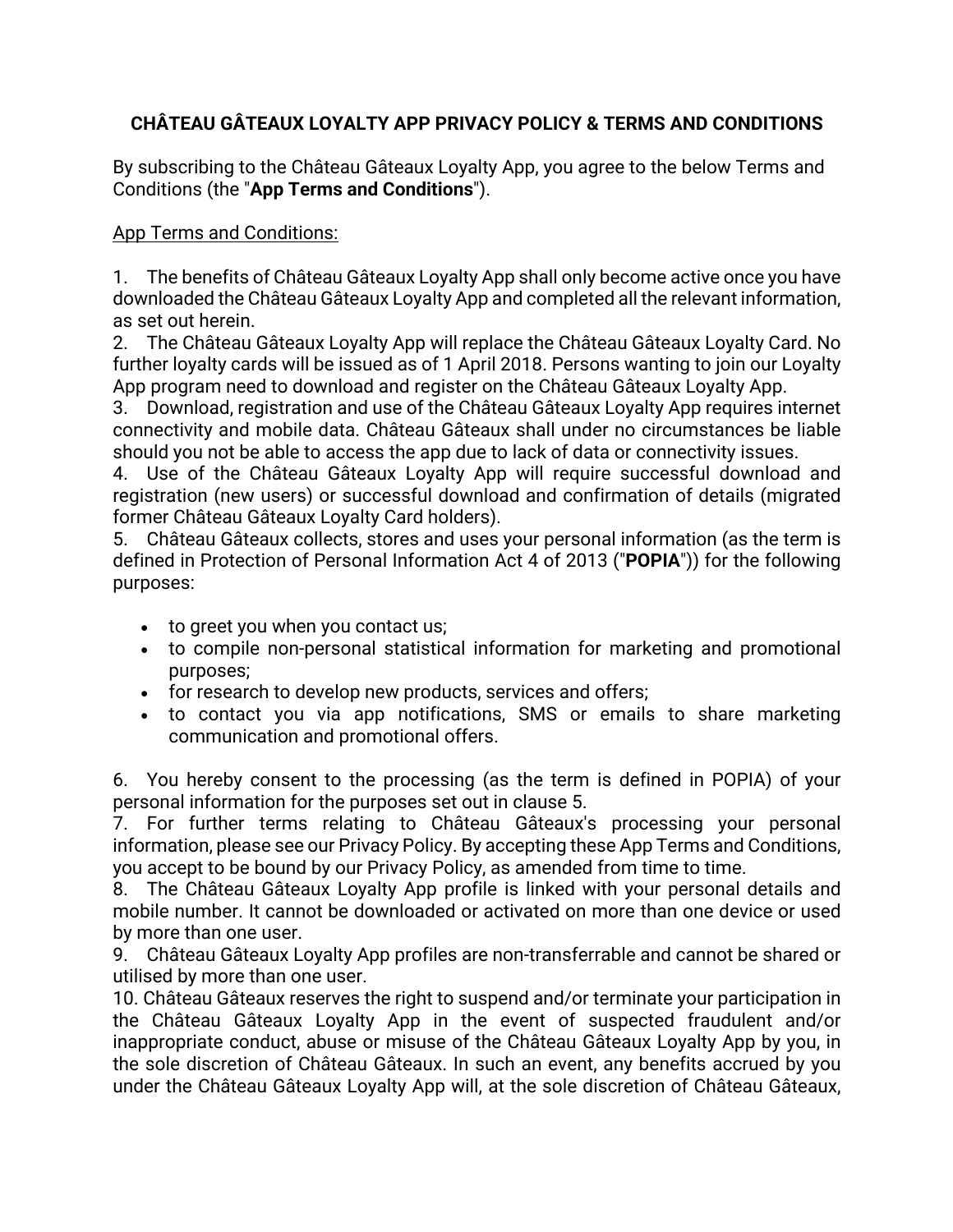**CHÂTEAU GÂTEAUX LOYALTY APP PRIVACY POLICY & TERMS AND CONDITIONS**

By subscribing to the Château Gâteaux Loyalty App, you agree to the below Terms and Conditions (the "**App Terms and Conditions**").

App Terms and Conditions:

1. The benefits of Château Gâteaux Loyalty App shall only become active once you have downloaded the Château Gâteaux Loyalty App and completed all the relevant information, as set out herein.
2. The Château Gâteaux Loyalty App will replace the Château Gâteaux Loyalty Card. No further loyalty cards will be issued as of 1 April 2018. Persons wanting to join our Loyalty App program need to download and register on the Château Gâteaux Loyalty App.
3. Download, registration and use of the Château Gâteaux Loyalty App requires internet connectivity and mobile data. Château Gâteaux shall under no circumstances be liable should you not be able to access the app due to lack of data or connectivity issues.
4. Use of the Château Gâteaux Loyalty App will require successful download and registration (new users) or successful download and confirmation of details (migrated former Château Gâteaux Loyalty Card holders).
5. Château Gâteaux collects, stores and uses your personal information (as the term is defined in Protection of Personal Information Act 4 of 2013 ("**POPIA**")) for the following purposes:

   - to greet you when you contact us;
   - to compile non-personal statistical information for marketing and promotional purposes;
   - for research to develop new products, services and offers;
   - to contact you via app notifications, SMS or emails to share marketing communication and promotional offers.

6. You hereby consent to the processing (as the term is defined in POPIA) of your personal information for the purposes set out in clause 5.
7. For further terms relating to Château Gâteaux's processing your personal information, please see our Privacy Policy. By accepting these App Terms and Conditions, you accept to be bound by our Privacy Policy, as amended from time to time.
8. The Château Gâteaux Loyalty App profile is linked with your personal details and mobile number. It cannot be downloaded or activated on more than one device or used by more than one user.
9. Château Gâteaux Loyalty App profiles are non-transferrable and cannot be shared or utilised by more than one user.
10. Château Gâteaux reserves the right to suspend and/or terminate your participation in the Château Gâteaux Loyalty App in the event of suspected fraudulent and/or inappropriate conduct, abuse or misuse of the Château Gâteaux Loyalty App by you, in the sole discretion of Château Gâteaux. In such an event, any benefits accrued by you under the Château Gâteaux Loyalty App will, at the sole discretion of Château Gâteaux,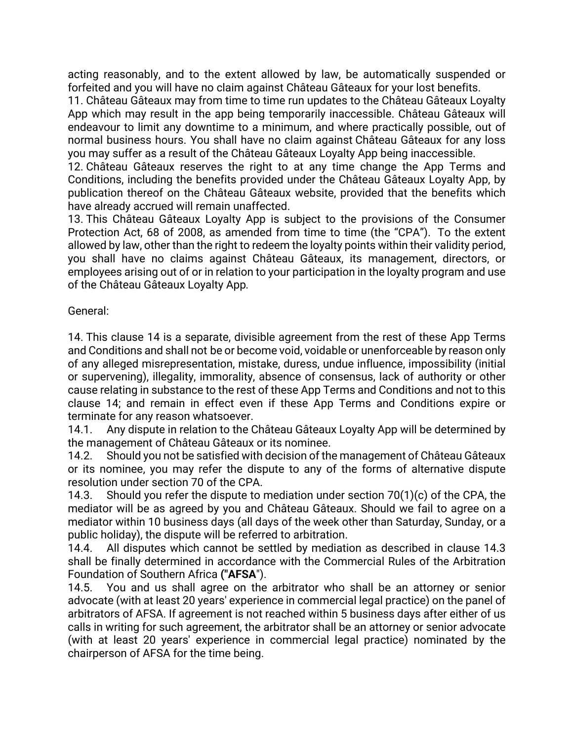acting reasonably, and to the extent allowed by law, be automatically suspended or forfeited and you will have no claim against Château Gâteaux for your lost benefits.

11. Château Gâteaux may from time to time run updates to the Château Gâteaux Loyalty App which may result in the app being temporarily inaccessible. Château Gâteaux will endeavour to limit any downtime to a minimum, and where practically possible, out of normal business hours. You shall have no claim against Château Gâteaux for any loss you may suffer as a result of the Château Gâteaux Loyalty App being inaccessible.

12. Château Gâteaux reserves the right to at any time change the App Terms and Conditions, including the benefits provided under the Château Gâteaux Loyalty App, by publication thereof on the Château Gâteaux website, provided that the benefits which have already accrued will remain unaffected.

13. This Château Gâteaux Loyalty App is subject to the provisions of the Consumer Protection Act, 68 of 2008, as amended from time to time (the "CPA"). To the extent allowed by law, other than the right to redeem the loyalty points within their validity period, you shall have no claims against Château Gâteaux, its management, directors, or employees arising out of or in relation to your participation in the loyalty program and use of the Château Gâteaux Loyalty App.

General:

14. This clause 14 is a separate, divisible agreement from the rest of these App Terms and Conditions and shall not be or become void, voidable or unenforceable by reason only of any alleged misrepresentation, mistake, duress, undue influence, impossibility (initial or supervening), illegality, immorality, absence of consensus, lack of authority or other cause relating in substance to the rest of these App Terms and Conditions and not to this clause 14; and remain in effect even if these App Terms and Conditions expire or terminate for any reason whatsoever.

14.1. Any dispute in relation to the Château Gâteaux Loyalty App will be determined by the management of Château Gâteaux or its nominee.

14.2. Should you not be satisfied with decision of the management of Château Gâteaux or its nominee, you may refer the dispute to any of the forms of alternative dispute resolution under section 70 of the CPA.

14.3. Should you refer the dispute to mediation under section 70(1)(c) of the CPA, the mediator will be as agreed by you and Château Gâteaux. Should we fail to agree on a mediator within 10 business days (all days of the week other than Saturday, Sunday, or a public holiday), the dispute will be referred to arbitration.

14.4. All disputes which cannot be settled by mediation as described in clause 14.3 shall be finally determined in accordance with the Commercial Rules of the Arbitration Foundation of Southern Africa (**"AFSA"**).

14.5. You and us shall agree on the arbitrator who shall be an attorney or senior advocate (with at least 20 years' experience in commercial legal practice) on the panel of arbitrators of AFSA. If agreement is not reached within 5 business days after either of us calls in writing for such agreement, the arbitrator shall be an attorney or senior advocate (with at least 20 years' experience in commercial legal practice) nominated by the chairperson of AFSA for the time being.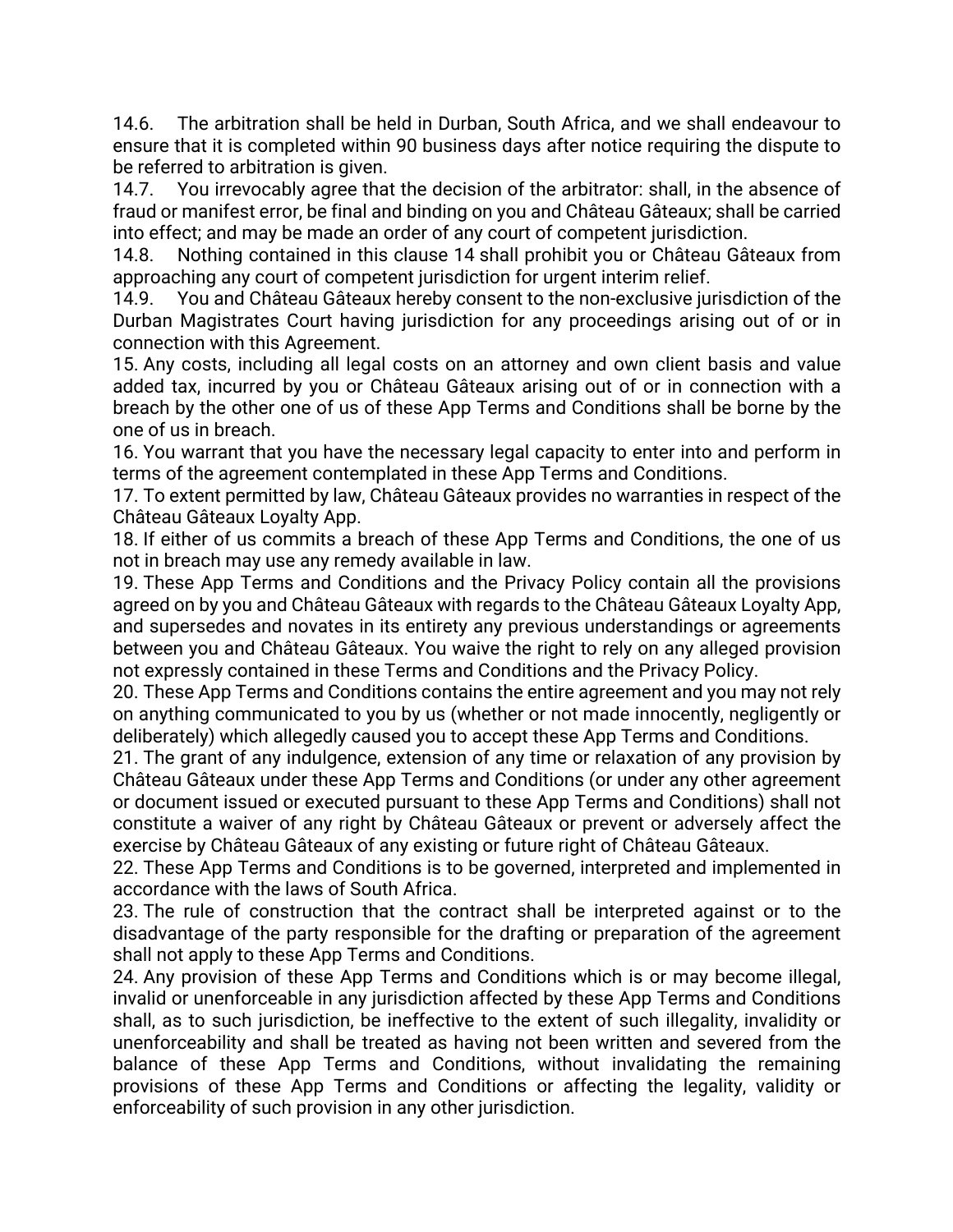14.6. The arbitration shall be held in Durban, South Africa, and we shall endeavour to ensure that it is completed within 90 business days after notice requiring the dispute to be referred to arbitration is given.

14.7. You irrevocably agree that the decision of the arbitrator: shall, in the absence of fraud or manifest error, be final and binding on you and Château Gâteaux; shall be carried into effect; and may be made an order of any court of competent jurisdiction.

14.8. Nothing contained in this clause 14 shall prohibit you or Château Gâteaux from approaching any court of competent jurisdiction for urgent interim relief.

14.9. You and Château Gâteaux hereby consent to the non-exclusive jurisdiction of the Durban Magistrates Court having jurisdiction for any proceedings arising out of or in connection with this Agreement.

15. Any costs, including all legal costs on an attorney and own client basis and value added tax, incurred by you or Château Gâteaux arising out of or in connection with a breach by the other one of us of these App Terms and Conditions shall be borne by the one of us in breach.

16. You warrant that you have the necessary legal capacity to enter into and perform in terms of the agreement contemplated in these App Terms and Conditions.

17. To extent permitted by law, Château Gâteaux provides no warranties in respect of the Château Gâteaux Loyalty App.

18. If either of us commits a breach of these App Terms and Conditions, the one of us not in breach may use any remedy available in law.

19. These App Terms and Conditions and the Privacy Policy contain all the provisions agreed on by you and Château Gâteaux with regards to the Château Gâteaux Loyalty App, and supersedes and novates in its entirety any previous understandings or agreements between you and Château Gâteaux. You waive the right to rely on any alleged provision not expressly contained in these Terms and Conditions and the Privacy Policy.

20. These App Terms and Conditions contains the entire agreement and you may not rely on anything communicated to you by us (whether or not made innocently, negligently or deliberately) which allegedly caused you to accept these App Terms and Conditions.

21. The grant of any indulgence, extension of any time or relaxation of any provision by Château Gâteaux under these App Terms and Conditions (or under any other agreement or document issued or executed pursuant to these App Terms and Conditions) shall not constitute a waiver of any right by Château Gâteaux or prevent or adversely affect the exercise by Château Gâteaux of any existing or future right of Château Gâteaux.

22. These App Terms and Conditions is to be governed, interpreted and implemented in accordance with the laws of South Africa.

23. The rule of construction that the contract shall be interpreted against or to the disadvantage of the party responsible for the drafting or preparation of the agreement shall not apply to these App Terms and Conditions.

24. Any provision of these App Terms and Conditions which is or may become illegal, invalid or unenforceable in any jurisdiction affected by these App Terms and Conditions shall, as to such jurisdiction, be ineffective to the extent of such illegality, invalidity or unenforceability and shall be treated as having not been written and severed from the balance of these App Terms and Conditions, without invalidating the remaining provisions of these App Terms and Conditions or affecting the legality, validity or enforceability of such provision in any other jurisdiction.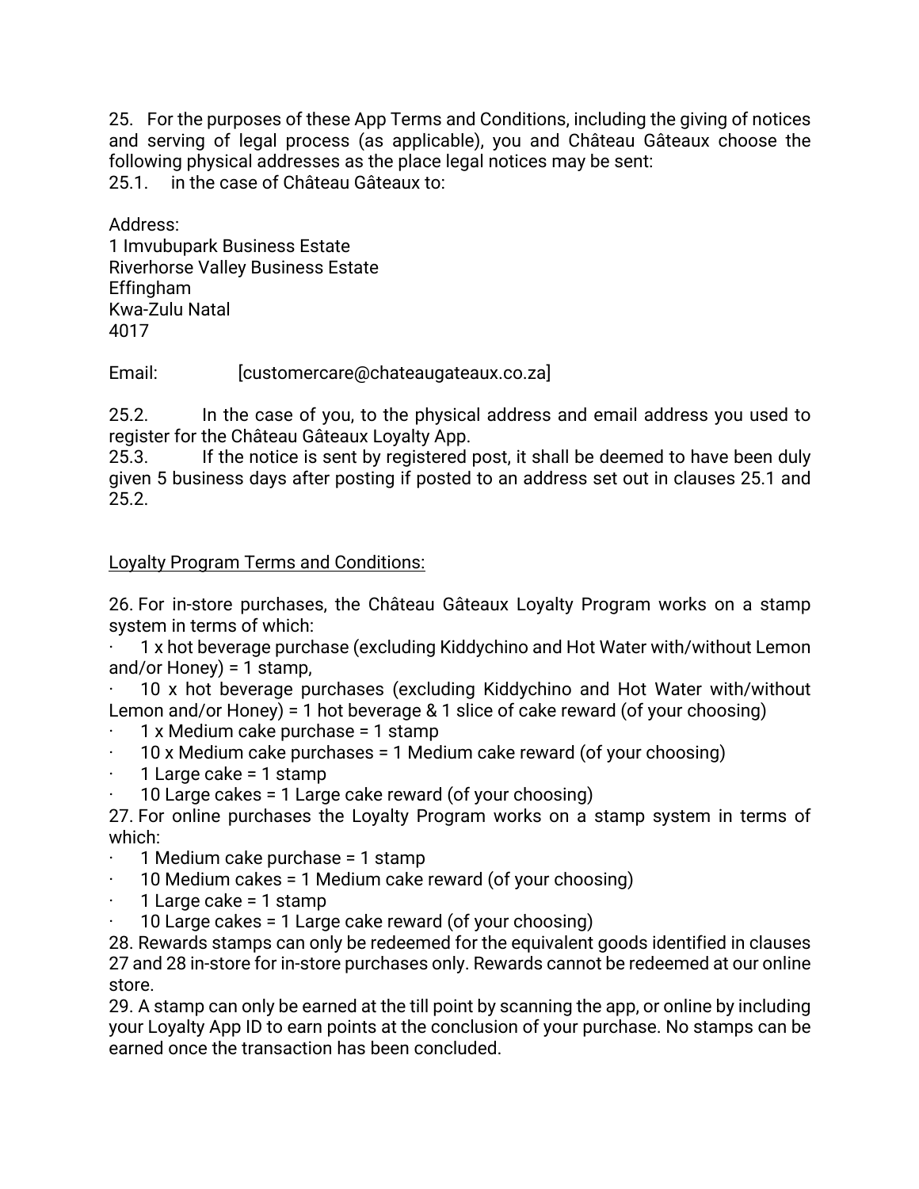25. For the purposes of these App Terms and Conditions, including the giving of notices and serving of legal process (as applicable), you and Château Gâteaux choose the following physical addresses as the place legal notices may be sent:

25.1. in the case of Château Gâteaux to:

Address:
1 Imvubupark Business Estate
Riverhorse Valley Business Estate
Effingham
Kwa-Zulu Natal
4017

Email: [customercare@chateaugateaux.co.za]

25.2. In the case of you, to the physical address and email address you used to register for the Château Gâteaux Loyalty App.

25.3. If the notice is sent by registered post, it shall be deemed to have been duly given 5 business days after posting if posted to an address set out in clauses 25.1 and 25.2.

<u>Loyalty Program Terms and Conditions:</u>

26. For in-store purchases, the Château Gâteaux Loyalty Program works on a stamp system in terms of which:

- 1 x hot beverage purchase (excluding Kiddychino and Hot Water with/without Lemon and/or Honey) = 1 stamp,
- 10 x hot beverage purchases (excluding Kiddychino and Hot Water with/without Lemon and/or Honey) = 1 hot beverage & 1 slice of cake reward (of your choosing)
- 1 x Medium cake purchase = 1 stamp
- 10 x Medium cake purchases = 1 Medium cake reward (of your choosing)
- 1 Large cake = 1 stamp
- 10 Large cakes = 1 Large cake reward (of your choosing)

27. For online purchases the Loyalty Program works on a stamp system in terms of which:

- 1 Medium cake purchase = 1 stamp
- 10 Medium cakes = 1 Medium cake reward (of your choosing)
- 1 Large cake = 1 stamp
- 10 Large cakes = 1 Large cake reward (of your choosing)

28. Rewards stamps can only be redeemed for the equivalent goods identified in clauses 27 and 28 in-store for in-store purchases only. Rewards cannot be redeemed at our online store.

29. A stamp can only be earned at the till point by scanning the app, or online by including your Loyalty App ID to earn points at the conclusion of your purchase. No stamps can be earned once the transaction has been concluded.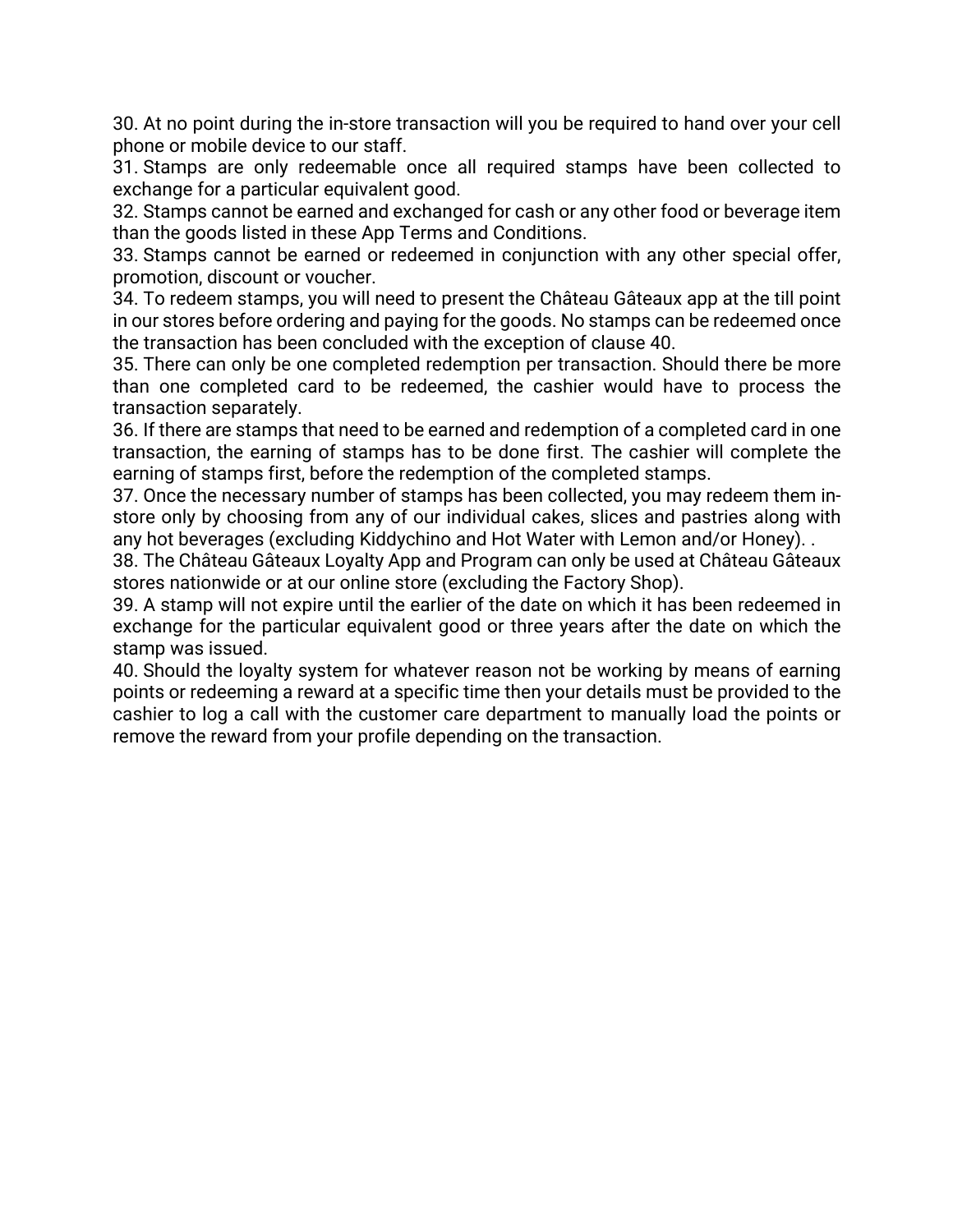30. At no point during the in-store transaction will you be required to hand over your cell phone or mobile device to our staff.
31. Stamps are only redeemable once all required stamps have been collected to exchange for a particular equivalent good.
32. Stamps cannot be earned and exchanged for cash or any other food or beverage item than the goods listed in these App Terms and Conditions.
33. Stamps cannot be earned or redeemed in conjunction with any other special offer, promotion, discount or voucher.
34. To redeem stamps, you will need to present the Château Gâteaux app at the till point in our stores before ordering and paying for the goods. No stamps can be redeemed once the transaction has been concluded with the exception of clause 40.
35. There can only be one completed redemption per transaction. Should there be more than one completed card to be redeemed, the cashier would have to process the transaction separately.
36. If there are stamps that need to be earned and redemption of a completed card in one transaction, the earning of stamps has to be done first. The cashier will complete the earning of stamps first, before the redemption of the completed stamps.
37. Once the necessary number of stamps has been collected, you may redeem them in-store only by choosing from any of our individual cakes, slices and pastries along with any hot beverages (excluding Kiddychino and Hot Water with Lemon and/or Honey). .
38. The Château Gâteaux Loyalty App and Program can only be used at Château Gâteaux stores nationwide or at our online store (excluding the Factory Shop).
39. A stamp will not expire until the earlier of the date on which it has been redeemed in exchange for the particular equivalent good or three years after the date on which the stamp was issued.
40. Should the loyalty system for whatever reason not be working by means of earning points or redeeming a reward at a specific time then your details must be provided to the cashier to log a call with the customer care department to manually load the points or remove the reward from your profile depending on the transaction.